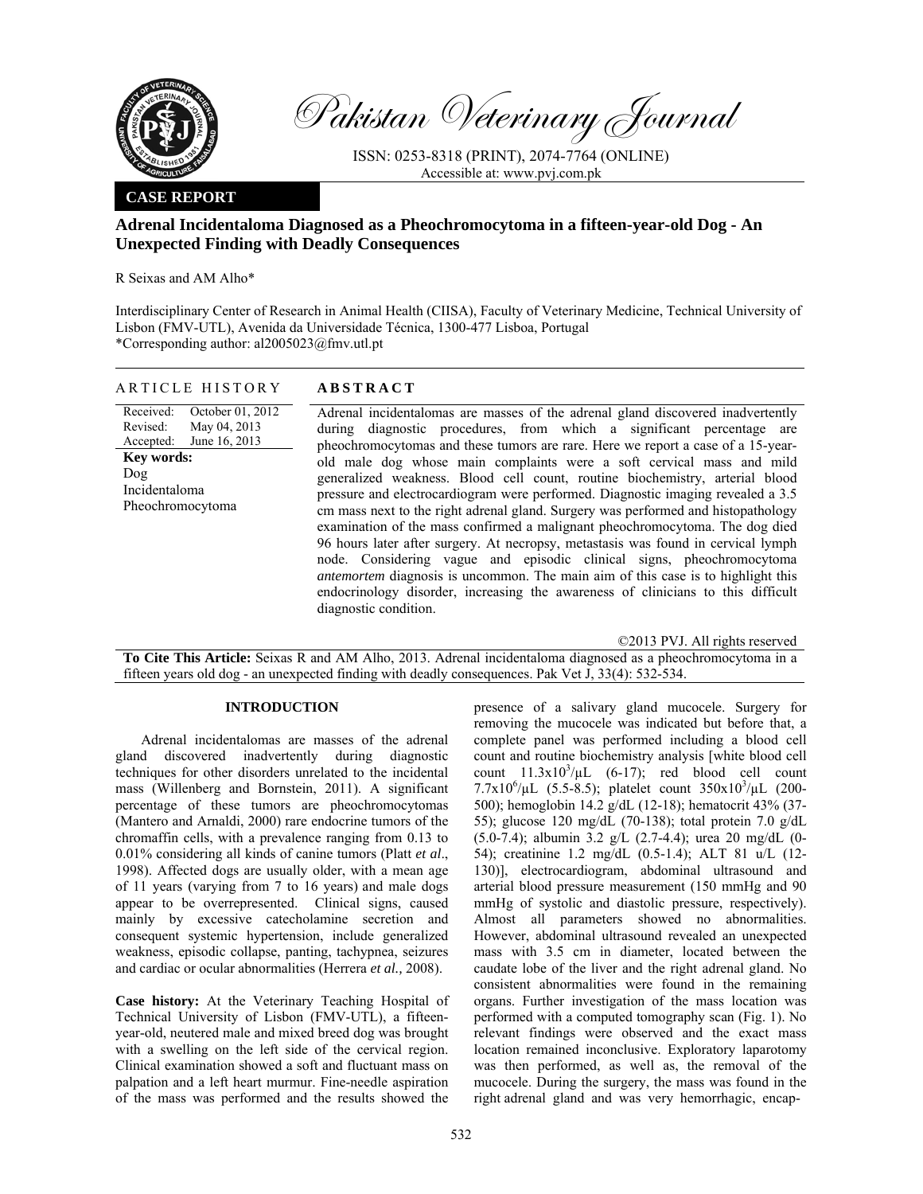# Adrenal Incidentaloma Diagnosed as a Pheochromocytoma in a fifteen-year-old Dog - An Unexpected Finding with Deadly Consequences

R Seixas and AM Alho*

Interdisciplinary Center of Research in Animal Health (CIISA), Faculty of Veterinary Medicine, Technical University of Lisbon (FMV-UTL), Avenida da Universidade Técnica, 1300-477 Lisboa, Portugal

*Corresponding author: al2005023@fmv.utl.pt

## ARTICLE HISTORY

Received: October 01, 2012
Revised: May 04, 2013
Accepted: June 16, 2013

**Key words:**
Dog
Incidentaloma
Pheochromocytoma

## ABSTRACT

Adrenal incidentalomas are masses of the adrenal gland discovered inadvertently during diagnostic procedures, from which a significant percentage are pheochromocytomas and these tumors are rare. Here we report a case of a 15-year-old male dog whose main complaints were a soft cervical mass and mild generalized weakness. Blood cell count, routine biochemistry, arterial blood pressure and electrocardiogram were performed. Diagnostic imaging revealed a 3.5 cm mass next to the right adrenal gland. Surgery was performed and histopathology examination of the mass confirmed a malignant pheochromocytoma. The dog died 96 hours later after surgery. At necropsy, metastasis was found in cervical lymph node. Considering vague and episodic clinical signs, pheochromocytoma *antemortem* diagnosis is uncommon. The main aim of this case is to highlight this endocrinology disorder, increasing the awareness of clinicians to this difficult diagnostic condition.

©2013 PVJ. All rights reserved

**To Cite This Article:** Seixas R and AM Alho, 2013. Adrenal incidentaloma diagnosed as a pheochromocytoma in a fifteen years old dog - an unexpected finding with deadly consequences. Pak Vet J, 33(4): 532-534.

## INTRODUCTION

Adrenal incidentalomas are masses of the adrenal gland discovered inadvertently during diagnostic techniques for other disorders unrelated to the incidental mass (Willenberg and Bornstein, 2011). A significant percentage of these tumors are pheochromocytomas (Mantero and Arnaldi, 2000) rare endocrine tumors of the chromaffin cells, with a prevalence ranging from 0.13 to 0.01% considering all kinds of canine tumors (Platt *et al*., 1998). Affected dogs are usually older, with a mean age of 11 years (varying from 7 to 16 years) and male dogs appear to be overrepresented. Clinical signs, caused mainly by excessive catecholamine secretion and consequent systemic hypertension, include generalized weakness, episodic collapse, panting, tachypnea, seizures and cardiac or ocular abnormalities (Herrera *et al.,* 2008).

**Case history:** At the Veterinary Teaching Hospital of Technical University of Lisbon (FMV-UTL), a fifteen-year-old, neutered male and mixed breed dog was brought with a swelling on the left side of the cervical region. Clinical examination showed a soft and fluctuant mass on palpation and a left heart murmur. Fine-needle aspiration of the mass was performed and the results showed the presence of a salivary gland mucocele. Surgery for removing the mucocele was indicated but before that, a complete panel was performed including a blood cell count and routine biochemistry analysis [white blood cell count $11.3\text{x}10^3/\mu\text{L}$ (6-17); red blood cell count $7.7\text{x}10^6/\mu\text{L}$ (5.5-8.5); platelet count $350\text{x}10^3/\mu\text{L}$ (200-500); hemoglobin 14.2 g/dL (12-18); hematocrit 43% (37-55); glucose 120 mg/dL (70-138); total protein 7.0 g/dL (5.0-7.4); albumin 3.2 g/L (2.7-4.4); urea 20 mg/dL (0-54); creatinine 1.2 mg/dL (0.5-1.4); ALT 81 u/L (12-130)], electrocardiogram, abdominal ultrasound and arterial blood pressure measurement (150 mmHg and 90 mmHg of systolic and diastolic pressure, respectively). Almost all parameters showed no abnormalities. However, abdominal ultrasound revealed an unexpected mass with 3.5 cm in diameter, located between the caudate lobe of the liver and the right adrenal gland. No consistent abnormalities were found in the remaining organs. Further investigation of the mass location was performed with a computed tomography scan (Fig. 1). No relevant findings were observed and the exact mass location remained inconclusive. Exploratory laparotomy was then performed, as well as, the removal of the mucocele. During the surgery, the mass was found in the right adrenal gland and was very hemorrhagic, encap-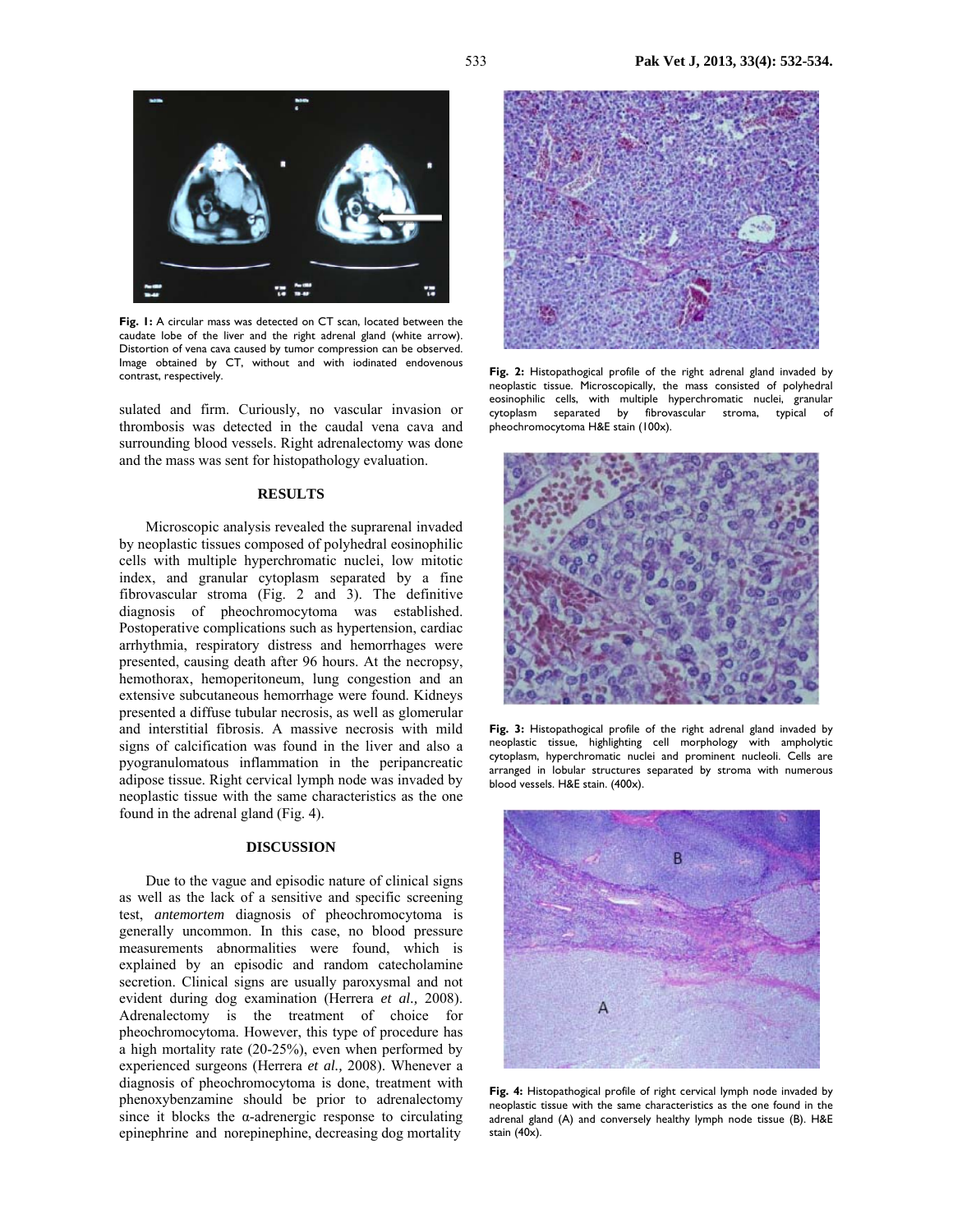Fig. 1: A circular mass was detected on CT scan, located between the caudate lobe of the liver and the right adrenal gland (white arrow). Distortion of vena cava caused by tumor compression can be observed. Image obtained by CT, without and with iodinated endovenous contrast, respectively.

sulated and firm. Curiously, no vascular invasion or thrombosis was detected in the caudal vena cava and surrounding blood vessels. Right adrenalectomy was done and the mass was sent for histopathology evaluation.

## RESULTS

Microscopic analysis revealed the suprarenal invaded by neoplastic tissues composed of polyhedral eosinophilic cells with multiple hyperchromatic nuclei, low mitotic index, and granular cytoplasm separated by a fine fibrovascular stroma (Fig. 2 and 3). The definitive diagnosis of pheochromocytoma was established. Postoperative complications such as hypertension, cardiac arrhythmia, respiratory distress and hemorrhages were presented, causing death after 96 hours. At the necropsy, hemothorax, hemoperitoneum, lung congestion and an extensive subcutaneous hemorrhage were found. Kidneys presented a diffuse tubular necrosis, as well as glomerular and interstitial fibrosis. A massive necrosis with mild signs of calcification was found in the liver and also a pyogranulomatous inflammation in the peripancreatic adipose tissue. Right cervical lymph node was invaded by neoplastic tissue with the same characteristics as the one found in the adrenal gland (Fig. 4).

## DISCUSSION

Due to the vague and episodic nature of clinical signs as well as the lack of a sensitive and specific screening test, *antemortem* diagnosis of pheochromocytoma is generally uncommon. In this case, no blood pressure measurements abnormalities were found, which is explained by an episodic and random catecholamine secretion. Clinical signs are usually paroxysmal and not evident during dog examination (Herrera *et al.,* 2008). Adrenalectomy is the treatment of choice for pheochromocytoma. However, this type of procedure has a high mortality rate (20-25%), even when performed by experienced surgeons (Herrera *et al.,* 2008). Whenever a diagnosis of pheochromocytoma is done, treatment with phenoxybenzamine should be prior to adrenalectomy since it blocks the α-adrenergic response to circulating epinephrine and norepinephine, decreasing dog mortality

Fig. 2: Histopathological profile of the right adrenal gland invaded by neoplastic tissue. Microscopically, the mass consisted of polyhedral eosinophilic cells, with multiple hyperchromatic nuclei, granular cytoplasm separated by fibrovascular stroma, typical of pheochromocytoma H&E stain (100x).

Fig. 3: Histopathological profile of the right adrenal gland invaded by neoplastic tissue, highlighting cell morphology with ampholytic cytoplasm, hyperchromatic nuclei and prominent nucleoli. Cells are arranged in lobular structures separated by stroma with numerous blood vessels. H&E stain. (400x).

Fig. 4: Histopathological profile of right cervical lymph node invaded by neoplastic tissue with the same characteristics as the one found in the adrenal gland (A) and conversely healthy lymph node tissue (B). H&E stain (40x).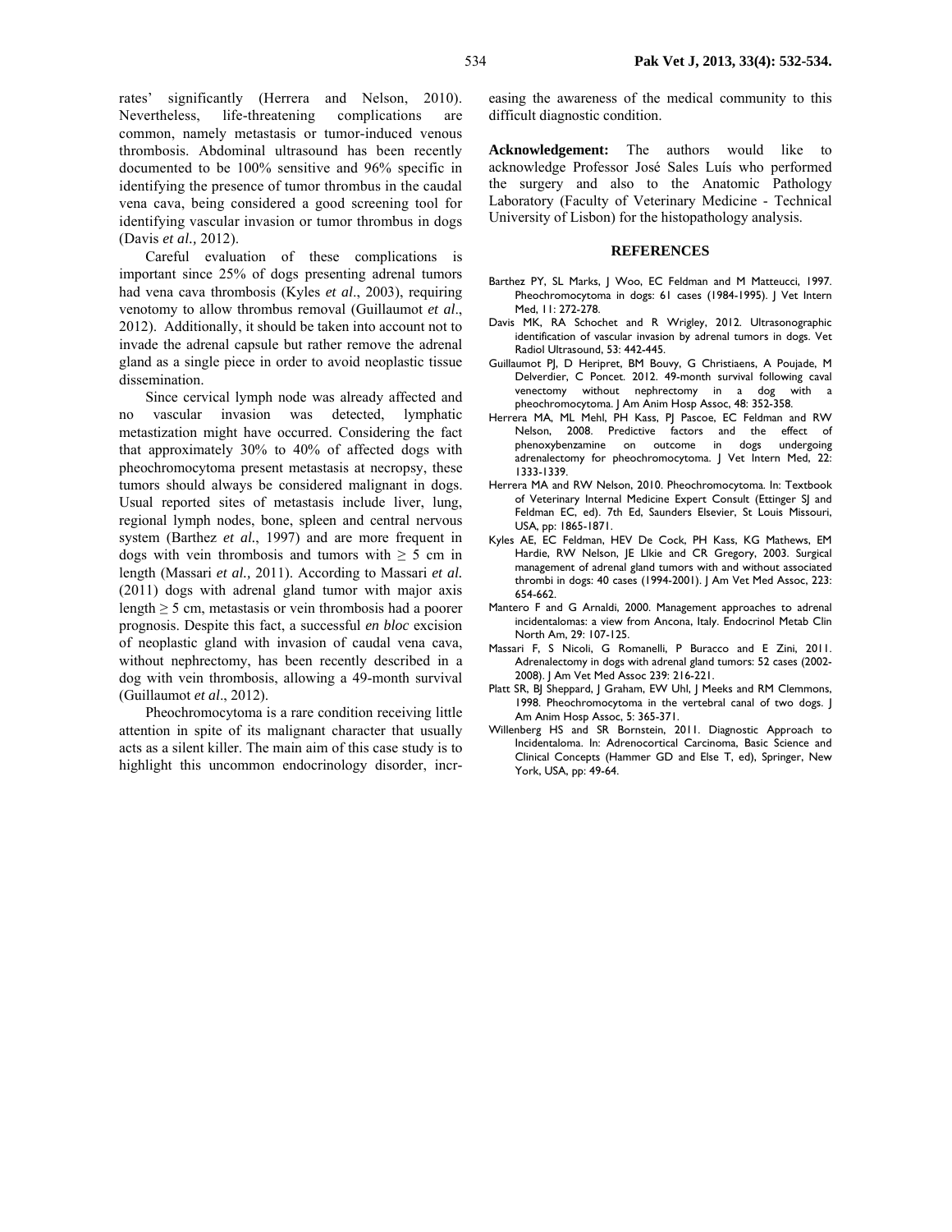rates' significantly (Herrera and Nelson, 2010). Nevertheless, life-threatening complications are common, namely metastasis or tumor-induced venous thrombosis. Abdominal ultrasound has been recently documented to be 100% sensitive and 96% specific in identifying the presence of tumor thrombus in the caudal vena cava, being considered a good screening tool for identifying vascular invasion or tumor thrombus in dogs (Davis *et al.,* 2012).

Careful evaluation of these complications is important since 25% of dogs presenting adrenal tumors had vena cava thrombosis (Kyles *et al*., 2003), requiring venotomy to allow thrombus removal (Guillaumot *et al*., 2012). Additionally, it should be taken into account not to invade the adrenal capsule but rather remove the adrenal gland as a single piece in order to avoid neoplastic tissue dissemination.

Since cervical lymph node was already affected and no vascular invasion was detected, lymphatic metastization might have occurred. Considering the fact that approximately 30% to 40% of affected dogs with pheochromocytoma present metastasis at necropsy, these tumors should always be considered malignant in dogs. Usual reported sites of metastasis include liver, lung, regional lymph nodes, bone, spleen and central nervous system (Barthez *et al.*, 1997) and are more frequent in dogs with vein thrombosis and tumors with $\geq 5$ cm in length (Massari *et al.,* 2011). According to Massari *et al.* (2011) dogs with adrenal gland tumor with major axis length $\geq 5$ cm, metastasis or vein thrombosis had a poorer prognosis. Despite this fact, a successful *en bloc* excision of neoplastic gland with invasion of caudal vena cava, without nephrectomy, has been recently described in a dog with vein thrombosis, allowing a 49-month survival (Guillaumot *et al*., 2012).

Pheochromocytoma is a rare condition receiving little attention in spite of its malignant character that usually acts as a silent killer. The main aim of this case study is to highlight this uncommon endocrinology disorder, increasing the awareness of the medical community to this difficult diagnostic condition.

**Acknowledgement:** The authors would like to acknowledge Professor José Sales Luís who performed the surgery and also to the Anatomic Pathology Laboratory (Faculty of Veterinary Medicine - Technical University of Lisbon) for the histopathology analysis.

## REFERENCES

Barthez PY, SL Marks, J Woo, EC Feldman and M Matteucci, 1997. Pheochromocytoma in dogs: 61 cases (1984-1995). J Vet Intern Med, 11: 272-278.

Davis MK, RA Schochet and R Wrigley, 2012. Ultrasonographic identification of vascular invasion by adrenal tumors in dogs. Vet Radiol Ultrasound, 53: 442-445.

Guillaumot PJ, D Heripret, BM Bouvy, G Christiaens, A Poujade, M Delverdier, C Poncet. 2012. 49-month survival following caval venectomy without nephrectomy in a dog with a pheochromocytoma. J Am Anim Hosp Assoc, 48: 352-358.

Herrera MA, ML Mehl, PH Kass, PJ Pascoe, EC Feldman and RW Nelson, 2008. Predictive factors and the effect of phenoxybenzamine on outcome in dogs undergoing adrenalectomy for pheochromocytoma. J Vet Intern Med, 22: 1333-1339.

Herrera MA and RW Nelson, 2010. Pheochromocytoma. In: Textbook of Veterinary Internal Medicine Expert Consult (Ettinger SJ and Feldman EC, ed). 7th Ed, Saunders Elsevier, St Louis Missouri, USA, pp: 1865-1871.

Kyles AE, EC Feldman, HEV De Cock, PH Kass, KG Mathews, EM Hardie, RW Nelson, JE LIkie and CR Gregory, 2003. Surgical management of adrenal gland tumors with and without associated thrombi in dogs: 40 cases (1994-2001). J Am Vet Med Assoc, 223: 654-662.

Mantero F and G Arnaldi, 2000. Management approaches to adrenal incidentalomas: a view from Ancona, Italy. Endocrinol Metab Clin North Am, 29: 107-125.

Massari F, S Nicoli, G Romanelli, P Buracco and E Zini, 2011. Adrenalectomy in dogs with adrenal gland tumors: 52 cases (2002-2008). J Am Vet Med Assoc 239: 216-221.

Platt SR, BJ Sheppard, J Graham, EW Uhl, J Meeks and RM Clemmons, 1998. Pheochromocytoma in the vertebral canal of two dogs. J Am Anim Hosp Assoc, 5: 365-371.

Willenberg HS and SR Bornstein, 2011. Diagnostic Approach to Incidentaloma. In: Adrenocortical Carcinoma, Basic Science and Clinical Concepts (Hammer GD and Else T, ed), Springer, New York, USA, pp: 49-64.